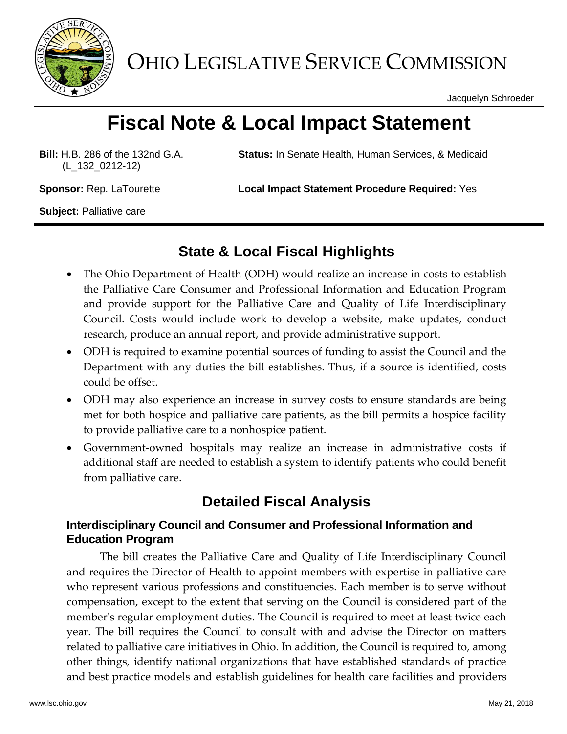# OHIO LEGISLATIVE SERVICE COMMISSION

Jacquelyn Schroeder

# Fiscal Note & Local Impact Statement

**Bill:** H.B. 286 of the 132nd G.A. (L_132_0212-12)

**Status:** In Senate Health, Human Services, & Medicaid

**Sponsor:** Rep. LaTourette

**Local Impact Statement Procedure Required:** Yes

**Subject:** Palliative care

## State & Local Fiscal Highlights

- The Ohio Department of Health (ODH) would realize an increase in costs to establish the Palliative Care Consumer and Professional Information and Education Program and provide support for the Palliative Care and Quality of Life Interdisciplinary Council. Costs would include work to develop a website, make updates, conduct research, produce an annual report, and provide administrative support.
- ODH is required to examine potential sources of funding to assist the Council and the Department with any duties the bill establishes. Thus, if a source is identified, costs could be offset.
- ODH may also experience an increase in survey costs to ensure standards are being met for both hospice and palliative care patients, as the bill permits a hospice facility to provide palliative care to a nonhospice patient.
- Government-owned hospitals may realize an increase in administrative costs if additional staff are needed to establish a system to identify patients who could benefit from palliative care.

## Detailed Fiscal Analysis

### Interdisciplinary Council and Consumer and Professional Information and Education Program

The bill creates the Palliative Care and Quality of Life Interdisciplinary Council and requires the Director of Health to appoint members with expertise in palliative care who represent various professions and constituencies. Each member is to serve without compensation, except to the extent that serving on the Council is considered part of the member's regular employment duties. The Council is required to meet at least twice each year. The bill requires the Council to consult with and advise the Director on matters related to palliative care initiatives in Ohio. In addition, the Council is required to, among other things, identify national organizations that have established standards of practice and best practice models and establish guidelines for health care facilities and providers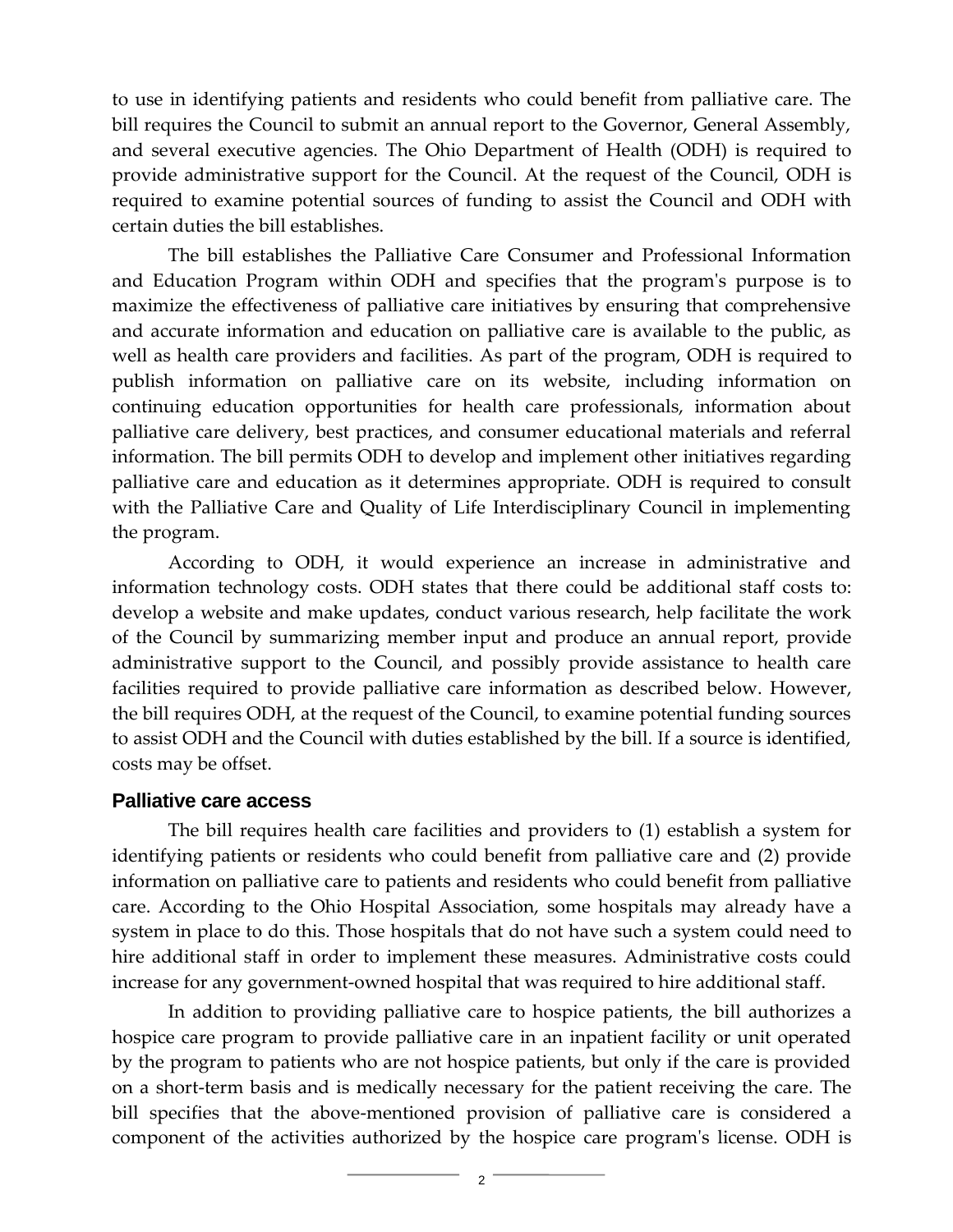to use in identifying patients and residents who could benefit from palliative care. The bill requires the Council to submit an annual report to the Governor, General Assembly, and several executive agencies. The Ohio Department of Health (ODH) is required to provide administrative support for the Council. At the request of the Council, ODH is required to examine potential sources of funding to assist the Council and ODH with certain duties the bill establishes.

The bill establishes the Palliative Care Consumer and Professional Information and Education Program within ODH and specifies that the program's purpose is to maximize the effectiveness of palliative care initiatives by ensuring that comprehensive and accurate information and education on palliative care is available to the public, as well as health care providers and facilities. As part of the program, ODH is required to publish information on palliative care on its website, including information on continuing education opportunities for health care professionals, information about palliative care delivery, best practices, and consumer educational materials and referral information. The bill permits ODH to develop and implement other initiatives regarding palliative care and education as it determines appropriate. ODH is required to consult with the Palliative Care and Quality of Life Interdisciplinary Council in implementing the program.

According to ODH, it would experience an increase in administrative and information technology costs. ODH states that there could be additional staff costs to: develop a website and make updates, conduct various research, help facilitate the work of the Council by summarizing member input and produce an annual report, provide administrative support to the Council, and possibly provide assistance to health care facilities required to provide palliative care information as described below. However, the bill requires ODH, at the request of the Council, to examine potential funding sources to assist ODH and the Council with duties established by the bill. If a source is identified, costs may be offset.

### Palliative care access

The bill requires health care facilities and providers to (1) establish a system for identifying patients or residents who could benefit from palliative care and (2) provide information on palliative care to patients and residents who could benefit from palliative care. According to the Ohio Hospital Association, some hospitals may already have a system in place to do this. Those hospitals that do not have such a system could need to hire additional staff in order to implement these measures. Administrative costs could increase for any government-owned hospital that was required to hire additional staff.

In addition to providing palliative care to hospice patients, the bill authorizes a hospice care program to provide palliative care in an inpatient facility or unit operated by the program to patients who are not hospice patients, but only if the care is provided on a short-term basis and is medically necessary for the patient receiving the care. The bill specifies that the above-mentioned provision of palliative care is considered a component of the activities authorized by the hospice care program's license. ODH is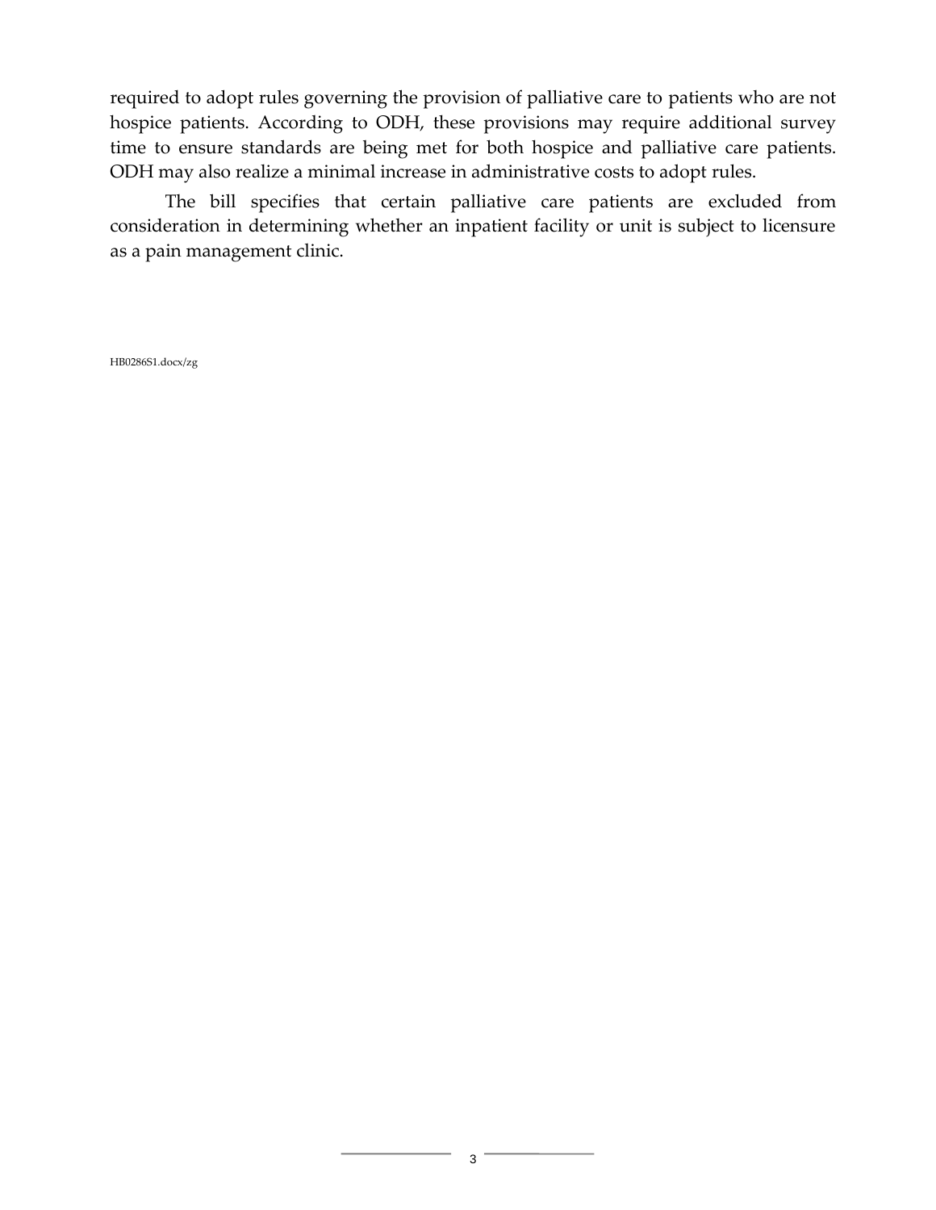required to adopt rules governing the provision of palliative care to patients who are not hospice patients. According to ODH, these provisions may require additional survey time to ensure standards are being met for both hospice and palliative care patients. ODH may also realize a minimal increase in administrative costs to adopt rules.

The bill specifies that certain palliative care patients are excluded from consideration in determining whether an inpatient facility or unit is subject to licensure as a pain management clinic.

HB0286S1.docx/zg